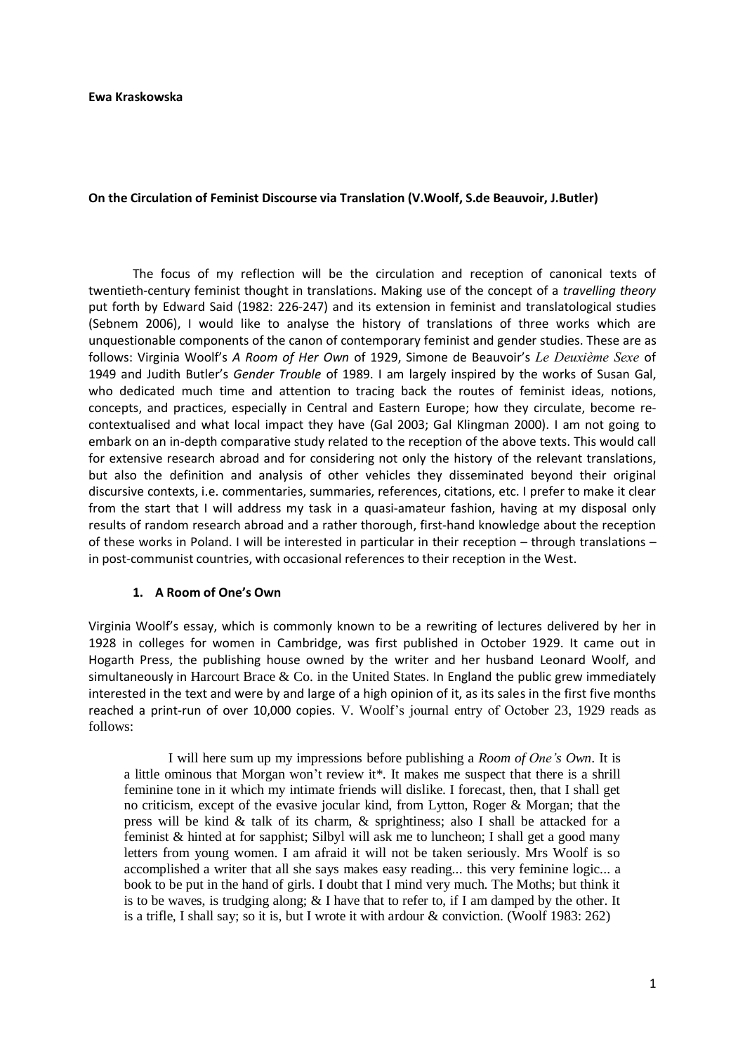**Ewa Kraskowska**

**On the Circulation of Feminist Discourse via Translation (V.Woolf, S.de Beauvoir, J.Butler)**

The focus of my reflection will be the circulation and reception of canonical texts of twentieth-century feminist thought in translations. Making use of the concept of a *travelling theory* put forth by Edward Said (1982: 226-247) and its extension in feminist and translatological studies (Sebnem 2006), I would like to analyse the history of translations of three works which are unquestionable components of the canon of contemporary feminist and gender studies. These are as follows: Virginia Woolf's *A Room of Her Own* of 1929, Simone de Beauvoir's *Le Deuxième Sexe* of 1949 and Judith Butler's *Gender Trouble* of 1989. I am largely inspired by the works of Susan Gal, who dedicated much time and attention to tracing back the routes of feminist ideas, notions, concepts, and practices, especially in Central and Eastern Europe; how they circulate, become re-contextualised and what local impact they have (Gal 2003; Gal Klingman 2000). I am not going to embark on an in-depth comparative study related to the reception of the above texts. This would call for extensive research abroad and for considering not only the history of the relevant translations, but also the definition and analysis of other vehicles they disseminated beyond their original discursive contexts, i.e. commentaries, summaries, references, citations, etc. I prefer to make it clear from the start that I will address my task in a quasi-amateur fashion, having at my disposal only results of random research abroad and a rather thorough, first-hand knowledge about the reception of these works in Poland. I will be interested in particular in their reception – through translations – in post-communist countries, with occasional references to their reception in the West.

## 1. A Room of One's Own

Virginia Woolf's essay, which is commonly known to be a rewriting of lectures delivered by her in 1928 in colleges for women in Cambridge, was first published in October 1929. It came out in Hogarth Press, the publishing house owned by the writer and her husband Leonard Woolf, and simultaneously in Harcourt Brace & Co. in the United States. In England the public grew immediately interested in the text and were by and large of a high opinion of it, as its sales in the first five months reached a print-run of over 10,000 copies. V. Woolf's journal entry of October 23, 1929 reads as follows:

> I will here sum up my impressions before publishing a *Room of One's Own*. It is a little ominous that Morgan won't review it*. It makes me suspect that there is a shrill feminine tone in it which my intimate friends will dislike. I forecast, then, that I shall get no criticism, except of the evasive jocular kind, from Lytton, Roger & Morgan; that the press will be kind & talk of its charm, & sprightiness; also I shall be attacked for a feminist & hinted at for sapphist; Silbyl will ask me to luncheon; I shall get a good many letters from young women. I am afraid it will not be taken seriously. Mrs Woolf is so accomplished a writer that all she says makes easy reading... this very feminine logic... a book to be put in the hand of girls. I doubt that I mind very much. The Moths; but think it is to be waves, is trudging along; & I have that to refer to, if I am damped by the other. It is a trifle, I shall say; so it is, but I wrote it with ardour & conviction. (Woolf 1983: 262)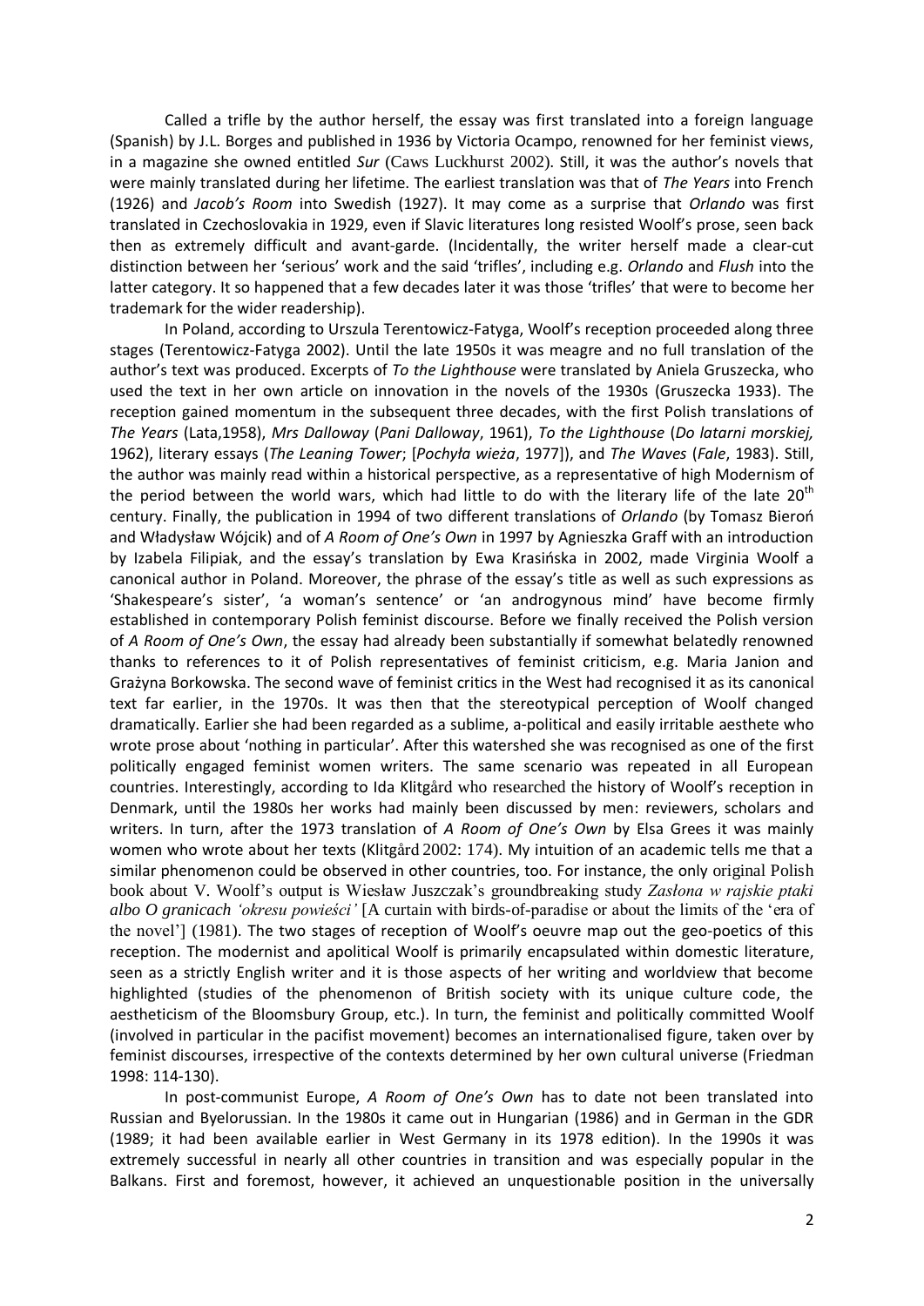Called a trifle by the author herself, the essay was first translated into a foreign language (Spanish) by J.L. Borges and published in 1936 by Victoria Ocampo, renowned for her feminist views, in a magazine she owned entitled *Sur* (Caws Luckhurst 2002). Still, it was the author's novels that were mainly translated during her lifetime. The earliest translation was that of *The Years* into French (1926) and *Jacob's Room* into Swedish (1927). It may come as a surprise that *Orlando* was first translated in Czechoslovakia in 1929, even if Slavic literatures long resisted Woolf's prose, seen back then as extremely difficult and avant-garde. (Incidentally, the writer herself made a clear-cut distinction between her 'serious' work and the said 'trifles', including e.g. *Orlando* and *Flush* into the latter category. It so happened that a few decades later it was those 'trifles' that were to become her trademark for the wider readership).

In Poland, according to Urszula Terentowicz-Fatyga, Woolf's reception proceeded along three stages (Terentowicz-Fatyga 2002). Until the late 1950s it was meagre and no full translation of the author's text was produced. Excerpts of *To the Lighthouse* were translated by Aniela Gruszecka, who used the text in her own article on innovation in the novels of the 1930s (Gruszecka 1933). The reception gained momentum in the subsequent three decades, with the first Polish translations of *The Years* (Lata,1958), *Mrs Dalloway* (*Pani Dalloway*, 1961), *To the Lighthouse* (*Do latarni morskiej*, 1962), literary essays (*The Leaning Tower*; [*Pochyła wieża*, 1977]), and *The Waves* (*Fale*, 1983). Still, the author was mainly read within a historical perspective, as a representative of high Modernism of the period between the world wars, which had little to do with the literary life of the late 20th century. Finally, the publication in 1994 of two different translations of *Orlando* (by Tomasz Bieroń and Władysław Wójcik) and of *A Room of One's Own* in 1997 by Agnieszka Graff with an introduction by Izabela Filipiak, and the essay's translation by Ewa Krasińska in 2002, made Virginia Woolf a canonical author in Poland. Moreover, the phrase of the essay's title as well as such expressions as 'Shakespeare's sister', 'a woman's sentence' or 'an androgynous mind' have become firmly established in contemporary Polish feminist discourse. Before we finally received the Polish version of *A Room of One's Own*, the essay had already been substantially if somewhat belatedly renowned thanks to references to it of Polish representatives of feminist criticism, e.g. Maria Janion and Grażyna Borkowska. The second wave of feminist critics in the West had recognised it as its canonical text far earlier, in the 1970s. It was then that the stereotypical perception of Woolf changed dramatically. Earlier she had been regarded as a sublime, a-political and easily irritable aesthete who wrote prose about 'nothing in particular'. After this watershed she was recognised as one of the first politically engaged feminist women writers. The same scenario was repeated in all European countries. Interestingly, according to Ida Klitgård who researched the history of Woolf's reception in Denmark, until the 1980s her works had mainly been discussed by men: reviewers, scholars and writers. In turn, after the 1973 translation of *A Room of One's Own* by Elsa Grees it was mainly women who wrote about her texts (Klitgård 2002: 174). My intuition of an academic tells me that a similar phenomenon could be observed in other countries, too. For instance, the only original Polish book about V. Woolf's output is Wiesław Juszczak's groundbreaking study *Zasłona w rajskie ptaki albo O granicach 'okresu powieści'* [A curtain with birds-of-paradise or about the limits of the 'era of the novel'] (1981). The two stages of reception of Woolf's oeuvre map out the geo-poetics of this reception. The modernist and apolitical Woolf is primarily encapsulated within domestic literature, seen as a strictly English writer and it is those aspects of her writing and worldview that become highlighted (studies of the phenomenon of British society with its unique culture code, the aestheticism of the Bloomsbury Group, etc.). In turn, the feminist and politically committed Woolf (involved in particular in the pacifist movement) becomes an internationalised figure, taken over by feminist discourses, irrespective of the contexts determined by her own cultural universe (Friedman 1998: 114-130).

In post-communist Europe, *A Room of One's Own* has to date not been translated into Russian and Byelorussian. In the 1980s it came out in Hungarian (1986) and in German in the GDR (1989; it had been available earlier in West Germany in its 1978 edition). In the 1990s it was extremely successful in nearly all other countries in transition and was especially popular in the Balkans. First and foremost, however, it achieved an unquestionable position in the universally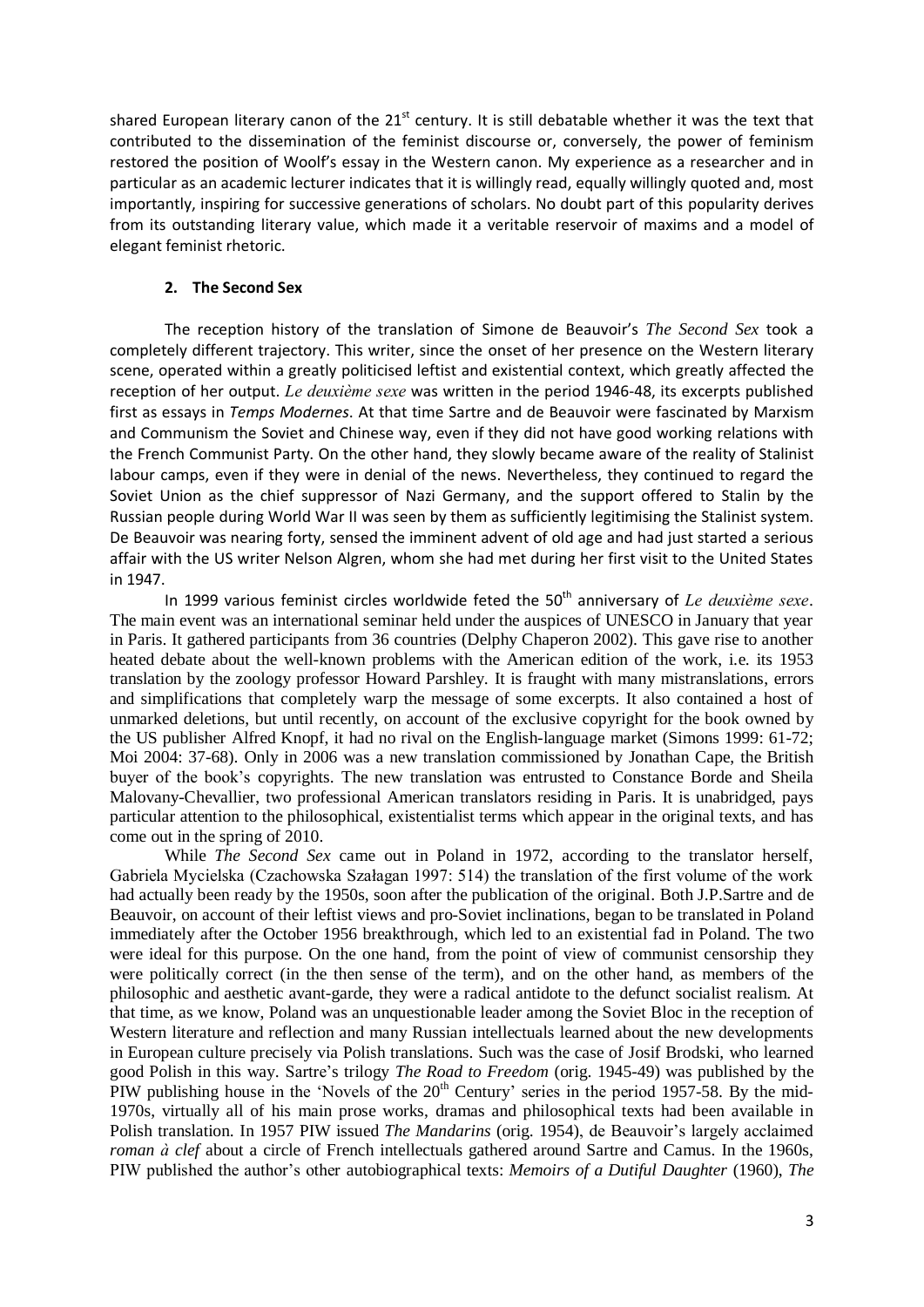shared European literary canon of the 21st century. It is still debatable whether it was the text that contributed to the dissemination of the feminist discourse or, conversely, the power of feminism restored the position of Woolf's essay in the Western canon. My experience as a researcher and in particular as an academic lecturer indicates that it is willingly read, equally willingly quoted and, most importantly, inspiring for successive generations of scholars. No doubt part of this popularity derives from its outstanding literary value, which made it a veritable reservoir of maxims and a model of elegant feminist rhetoric.

## 2. The Second Sex

The reception history of the translation of Simone de Beauvoir's *The Second Sex* took a completely different trajectory. This writer, since the onset of her presence on the Western literary scene, operated within a greatly politicised leftist and existential context, which greatly affected the reception of her output. *Le deuxième sexe* was written in the period 1946-48, its excerpts published first as essays in *Temps Modernes*. At that time Sartre and de Beauvoir were fascinated by Marxism and Communism the Soviet and Chinese way, even if they did not have good working relations with the French Communist Party. On the other hand, they slowly became aware of the reality of Stalinist labour camps, even if they were in denial of the news. Nevertheless, they continued to regard the Soviet Union as the chief suppressor of Nazi Germany, and the support offered to Stalin by the Russian people during World War II was seen by them as sufficiently legitimising the Stalinist system. De Beauvoir was nearing forty, sensed the imminent advent of old age and had just started a serious affair with the US writer Nelson Algren, whom she had met during her first visit to the United States in 1947.

In 1999 various feminist circles worldwide feted the 50th anniversary of *Le deuxième sexe*. The main event was an international seminar held under the auspices of UNESCO in January that year in Paris. It gathered participants from 36 countries (Delphy Chaperon 2002). This gave rise to another heated debate about the well-known problems with the American edition of the work, i.e. its 1953 translation by the zoology professor Howard Parshley. It is fraught with many mistranslations, errors and simplifications that completely warp the message of some excerpts. It also contained a host of unmarked deletions, but until recently, on account of the exclusive copyright for the book owned by the US publisher Alfred Knopf, it had no rival on the English-language market (Simons 1999: 61-72; Moi 2004: 37-68). Only in 2006 was a new translation commissioned by Jonathan Cape, the British buyer of the book's copyrights. The new translation was entrusted to Constance Borde and Sheila Malovany-Chevallier, two professional American translators residing in Paris. It is unabridged, pays particular attention to the philosophical, existentialist terms which appear in the original texts, and has come out in the spring of 2010.

While *The Second Sex* came out in Poland in 1972, according to the translator herself, Gabriela Mycielska (Czachowska Szałagan 1997: 514) the translation of the first volume of the work had actually been ready by the 1950s, soon after the publication of the original. Both J.P.Sartre and de Beauvoir, on account of their leftist views and pro-Soviet inclinations, began to be translated in Poland immediately after the October 1956 breakthrough, which led to an existential fad in Poland. The two were ideal for this purpose. On the one hand, from the point of view of communist censorship they were politically correct (in the then sense of the term), and on the other hand, as members of the philosophic and aesthetic avant-garde, they were a radical antidote to the defunct socialist realism. At that time, as we know, Poland was an unquestionable leader among the Soviet Bloc in the reception of Western literature and reflection and many Russian intellectuals learned about the new developments in European culture precisely via Polish translations. Such was the case of Josif Brodski, who learned good Polish in this way. Sartre's trilogy *The Road to Freedom* (orig. 1945-49) was published by the PIW publishing house in the 'Novels of the 20th Century' series in the period 1957-58. By the mid-1970s, virtually all of his main prose works, dramas and philosophical texts had been available in Polish translation. In 1957 PIW issued *The Mandarins* (orig. 1954), de Beauvoir's largely acclaimed *roman à clef* about a circle of French intellectuals gathered around Sartre and Camus. In the 1960s, PIW published the author's other autobiographical texts: *Memoirs of a Dutiful Daughter* (1960), *The*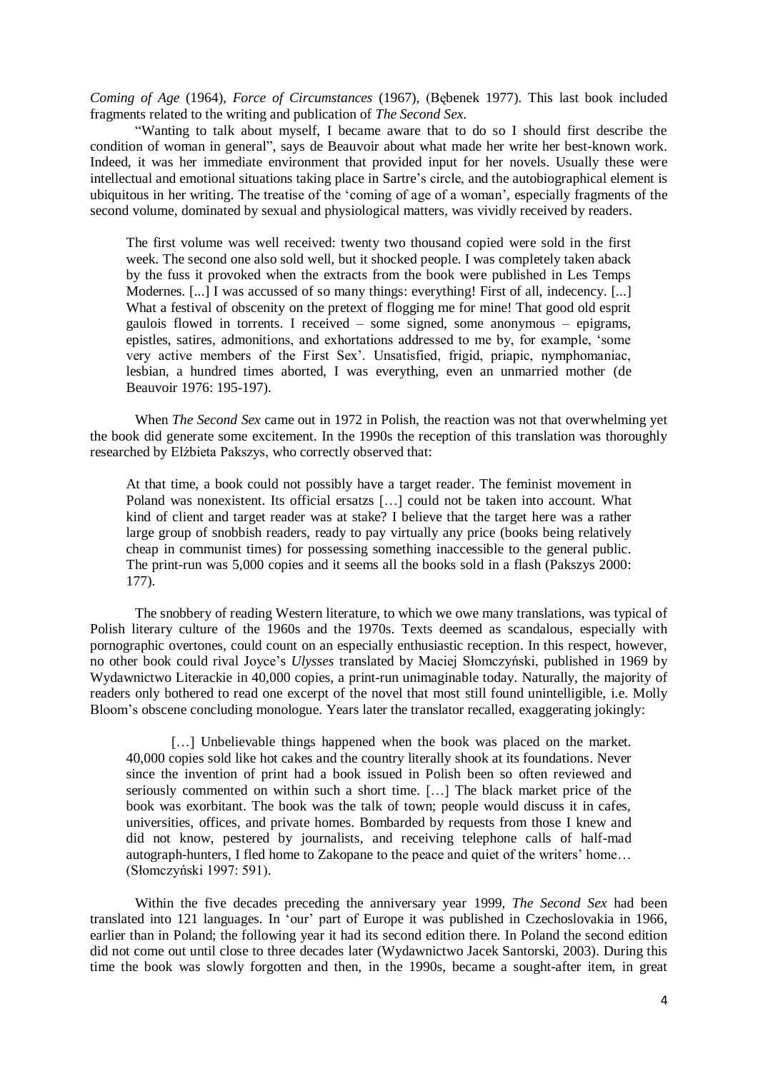*Coming of Age* (1964), *Force of Circumstances* (1967), (Bębenek 1977). This last book included fragments related to the writing and publication of *The Second Sex*.

"Wanting to talk about myself, I became aware that to do so I should first describe the condition of woman in general", says de Beauvoir about what made her write her best-known work. Indeed, it was her immediate environment that provided input for her novels. Usually these were intellectual and emotional situations taking place in Sartre's circle, and the autobiographical element is ubiquitous in her writing. The treatise of the 'coming of age of a woman', especially fragments of the second volume, dominated by sexual and physiological matters, was vividly received by readers.

> The first volume was well received: twenty two thousand copied were sold in the first week. The second one also sold well, but it shocked people. I was completely taken aback by the fuss it provoked when the extracts from the book were published in Les Temps Modernes. [...] I was accussed of so many things: everything! First of all, indecency. [...] What a festival of obscenity on the pretext of flogging me for mine! That good old esprit gaulois flowed in torrents. I received – some signed, some anonymous – epigrams, epistles, satires, admonitions, and exhortations addressed to me by, for example, 'some very active members of the First Sex'. Unsatisfied, frigid, priapic, nymphomaniac, lesbian, a hundred times aborted, I was everything, even an unmarried mother (de Beauvoir 1976: 195-197).

When *The Second Sex* came out in 1972 in Polish, the reaction was not that overwhelming yet the book did generate some excitement. In the 1990s the reception of this translation was thoroughly researched by Elżbieta Pakszys, who correctly observed that:

> At that time, a book could not possibly have a target reader. The feminist movement in Poland was nonexistent. Its official ersatzs […] could not be taken into account. What kind of client and target reader was at stake? I believe that the target here was a rather large group of snobbish readers, ready to pay virtually any price (books being relatively cheap in communist times) for possessing something inaccessible to the general public. The print-run was 5,000 copies and it seems all the books sold in a flash (Pakszys 2000: 177).

The snobbery of reading Western literature, to which we owe many translations, was typical of Polish literary culture of the 1960s and the 1970s. Texts deemed as scandalous, especially with pornographic overtones, could count on an especially enthusiastic reception. In this respect, however, no other book could rival Joyce's *Ulysses* translated by Maciej Słomczyński, published in 1969 by Wydawnictwo Literackie in 40,000 copies, a print-run unimaginable today. Naturally, the majority of readers only bothered to read one excerpt of the novel that most still found unintelligible, i.e. Molly Bloom's obscene concluding monologue. Years later the translator recalled, exaggerating jokingly:

> […] Unbelievable things happened when the book was placed on the market. 40,000 copies sold like hot cakes and the country literally shook at its foundations. Never since the invention of print had a book issued in Polish been so often reviewed and seriously commented on within such a short time. […] The black market price of the book was exorbitant. The book was the talk of town; people would discuss it in cafes, universities, offices, and private homes. Bombarded by requests from those I knew and did not know, pestered by journalists, and receiving telephone calls of half-mad autograph-hunters, I fled home to Zakopane to the peace and quiet of the writers' home… (Słomczyński 1997: 591).

Within the five decades preceding the anniversary year 1999, *The Second Sex* had been translated into 121 languages. In 'our' part of Europe it was published in Czechoslovakia in 1966, earlier than in Poland; the following year it had its second edition there. In Poland the second edition did not come out until close to three decades later (Wydawnictwo Jacek Santorski, 2003). During this time the book was slowly forgotten and then, in the 1990s, became a sought-after item, in great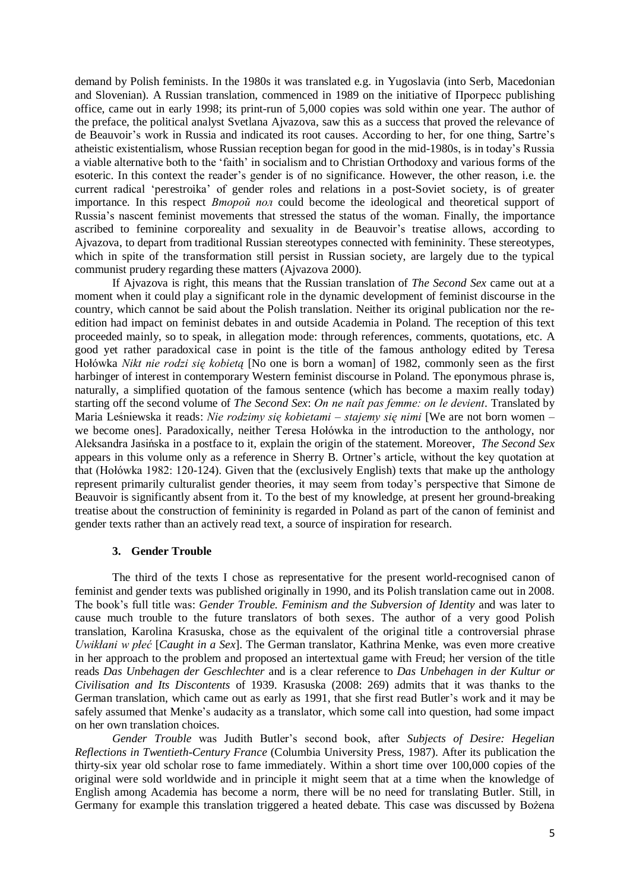demand by Polish feminists. In the 1980s it was translated e.g. in Yugoslavia (into Serb, Macedonian and Slovenian). A Russian translation, commenced in 1989 on the initiative of Прогресс publishing office, came out in early 1998; its print-run of 5,000 copies was sold within one year. The author of the preface, the political analyst Svetlana Ajvazova, saw this as a success that proved the relevance of de Beauvoir's work in Russia and indicated its root causes. According to her, for one thing, Sartre's atheistic existentialism, whose Russian reception began for good in the mid-1980s, is in today's Russia a viable alternative both to the 'faith' in socialism and to Christian Orthodoxy and various forms of the esoteric. In this context the reader's gender is of no significance. However, the other reason, i.e. the current radical 'perestroika' of gender roles and relations in a post-Soviet society, is of greater importance. In this respect *Второй пол* could become the ideological and theoretical support of Russia's nascent feminist movements that stressed the status of the woman. Finally, the importance ascribed to feminine corporeality and sexuality in de Beauvoir's treatise allows, according to Ajvazova, to depart from traditional Russian stereotypes connected with femininity. These stereotypes, which in spite of the transformation still persist in Russian society, are largely due to the typical communist prudery regarding these matters (Ajvazova 2000).

If Ajvazova is right, this means that the Russian translation of *The Second Sex* came out at a moment when it could play a significant role in the dynamic development of feminist discourse in the country, which cannot be said about the Polish translation. Neither its original publication nor the re-edition had impact on feminist debates in and outside Academia in Poland. The reception of this text proceeded mainly, so to speak, in allegation mode: through references, comments, quotations, etc. A good yet rather paradoxical case in point is the title of the famous anthology edited by Teresa Hołówka *Nikt nie rodzi się kobietą* [No one is born a woman] of 1982, commonly seen as the first harbinger of interest in contemporary Western feminist discourse in Poland. The eponymous phrase is, naturally, a simplified quotation of the famous sentence (which has become a maxim really today) starting off the second volume of *The Second Sex*: *On ne naît pas femme: on le devient*. Translated by Maria Leśniewska it reads: *Nie rodzimy się kobietami – stajemy się nimi* [We are not born women – we become ones]. Paradoxically, neither Teresa Hołówka in the introduction to the anthology, nor Aleksandra Jasińska in a postface to it, explain the origin of the statement. Moreover, *The Second Sex* appears in this volume only as a reference in Sherry B. Ortner's article, without the key quotation at that (Hołówka 1982: 120-124). Given that the (exclusively English) texts that make up the anthology represent primarily culturalist gender theories, it may seem from today's perspective that Simone de Beauvoir is significantly absent from it. To the best of my knowledge, at present her ground-breaking treatise about the construction of femininity is regarded in Poland as part of the canon of feminist and gender texts rather than an actively read text, a source of inspiration for research.

### 3. Gender Trouble

The third of the texts I chose as representative for the present world-recognised canon of feminist and gender texts was published originally in 1990, and its Polish translation came out in 2008. The book's full title was: *Gender Trouble. Feminism and the Subversion of Identity* and was later to cause much trouble to the future translators of both sexes. The author of a very good Polish translation, Karolina Krasuska, chose as the equivalent of the original title a controversial phrase *Uwikłani w płeć* [*Caught in a Sex*]. The German translator, Kathrina Menke, was even more creative in her approach to the problem and proposed an intertextual game with Freud; her version of the title reads *Das Unbehagen der Geschlechter* and is a clear reference to *Das Unbehagen in der Kultur or Civilisation and Its Discontents* of 1939. Krasuska (2008: 269) admits that it was thanks to the German translation, which came out as early as 1991, that she first read Butler's work and it may be safely assumed that Menke's audacity as a translator, which some call into question, had some impact on her own translation choices.

*Gender Trouble* was Judith Butler's second book, after *Subjects of Desire: Hegelian Reflections in Twentieth-Century France* (Columbia University Press, 1987). After its publication the thirty-six year old scholar rose to fame immediately. Within a short time over 100,000 copies of the original were sold worldwide and in principle it might seem that at a time when the knowledge of English among Academia has become a norm, there will be no need for translating Butler. Still, in Germany for example this translation triggered a heated debate. This case was discussed by Bożena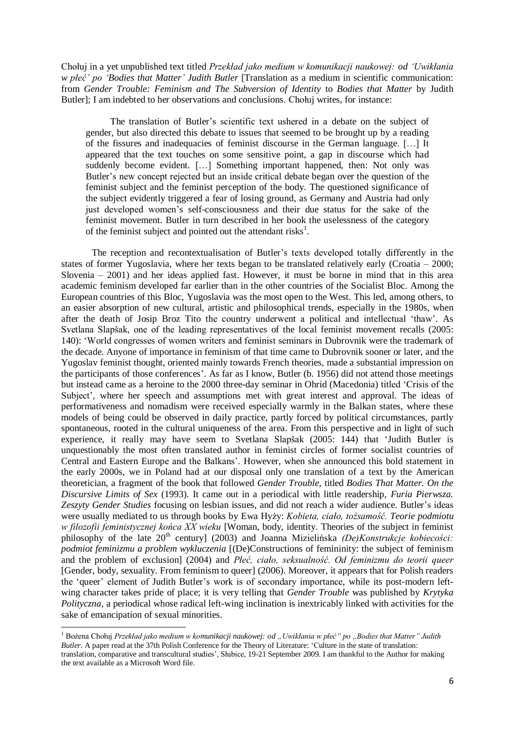Chołuj in a yet unpublished text titled *Przekład jako medium w komunikacji naukowej: od 'Uwikłania w płeć' po 'Bodies that Matter' Judith Butler* [Translation as a medium in scientific communication: from *Gender Trouble: Feminism and The Subversion of Identity* to *Bodies that Matter* by Judith Butler]; I am indebted to her observations and conclusions. Chołuj writes, for instance:

> The translation of Butler's scientific text ushered in a debate on the subject of gender, but also directed this debate to issues that seemed to be brought up by a reading of the fissures and inadequacies of feminist discourse in the German language. […] It appeared that the text touches on some sensitive point, a gap in discourse which had suddenly become evident. […] Something important happened, then: Not only was Butler's new concept rejected but an inside critical debate began over the question of the feminist subject and the feminist perception of the body. The questioned significance of the subject evidently triggered a fear of losing ground, as Germany and Austria had only just developed women's self-consciousness and their due status for the sake of the feminist movement. Butler in turn described in her book the uselessness of the category of the feminist subject and pointed out the attendant risks[1].

The reception and recontextualisation of Butler's texts developed totally differently in the states of former Yugoslavia, where her texts began to be translated relatively early (Croatia – 2000; Slovenia – 2001) and her ideas applied fast. However, it must be borne in mind that in this area academic feminism developed far earlier than in the other countries of the Socialist Bloc. Among the European countries of this Bloc, Yugoslavia was the most open to the West. This led, among others, to an easier absorption of new cultural, artistic and philosophical trends, especially in the 1980s, when after the death of Josip Broz Tito the country underwent a political and intellectual 'thaw'. As Svetlana Slapšak, one of the leading representatives of the local feminist movement recalls (2005: 140): 'World congresses of women writers and feminist seminars in Dubrovnik were the trademark of the decade. Anyone of importance in feminism of that time came to Dubrovnik sooner or later, and the Yugoslav feminist thought, oriented mainly towards French theories, made a substantial impression on the participants of those conferences'. As far as I know, Butler (b. 1956) did not attend those meetings but instead came as a heroine to the 2000 three-day seminar in Ohrid (Macedonia) titled 'Crisis of the Subject', where her speech and assumptions met with great interest and approval. The ideas of performativeness and nomadism were received especially warmly in the Balkan states, where these models of being could be observed in daily practice, partly forced by political circumstances, partly spontaneous, rooted in the cultural uniqueness of the area. From this perspective and in light of such experience, it really may have seem to Svetlana Slapšak (2005: 144) that 'Judith Butler is unquestionably the most often translated author in feminist circles of former socialist countries of Central and Eastern Europe and the Balkans'. However, when she announced this bold statement in the early 2000s, we in Poland had at our disposal only one translation of a text by the American theoretician, a fragment of the book that followed *Gender Trouble*, titled *Bodies That Matter. On the Discursive Limits of Sex* (1993). It came out in a periodical with little readership, *Furia Pierwsza. Zeszyty Gender Studies* focusing on lesbian issues, and did not reach a wider audience. Butler's ideas were usually mediated to us through books by Ewa Hyży: *Kobieta, ciało, tożsamość. Teorie podmiotu w filozofii feministycznej końca XX wieku* [Woman, body, identity. Theories of the subject in feminist philosophy of the late 20[th] century] (2003) and Joanna Mizielińska *(De)Konstrukcje kobiecości: podmiot feminizmu a problem wykluczenia* [(De)Constructions of femininity: the subject of feminism and the problem of exclusion] (2004) and *Płeć, ciało, seksualność. Od feminizmu do teorii queer* [Gender, body, sexuality. From feminism to queer] (2006). Moreover, it appears that for Polish readers the 'queer' element of Judith Butler's work is of secondary importance, while its post-modern left-wing character takes pride of place; it is very telling that *Gender Trouble* was published by *Krytyka Polityczna*, a periodical whose radical left-wing inclination is inextricably linked with activities for the sake of emancipation of sexual minorities.

---

[1] Bożena Chołuj *Przekład jako medium w komunikacji naukowej: od „Uwikłania w płeć" po „Bodies that Matter" Judith Butler*. A paper read at the 37th Polish Conference for the Theory of Literature: 'Culture in the state of translation: translation, comparative and transcultural studies', Słubice, 19-21 September 2009. I am thankful to the Author for making the text available as a Microsoft Word file.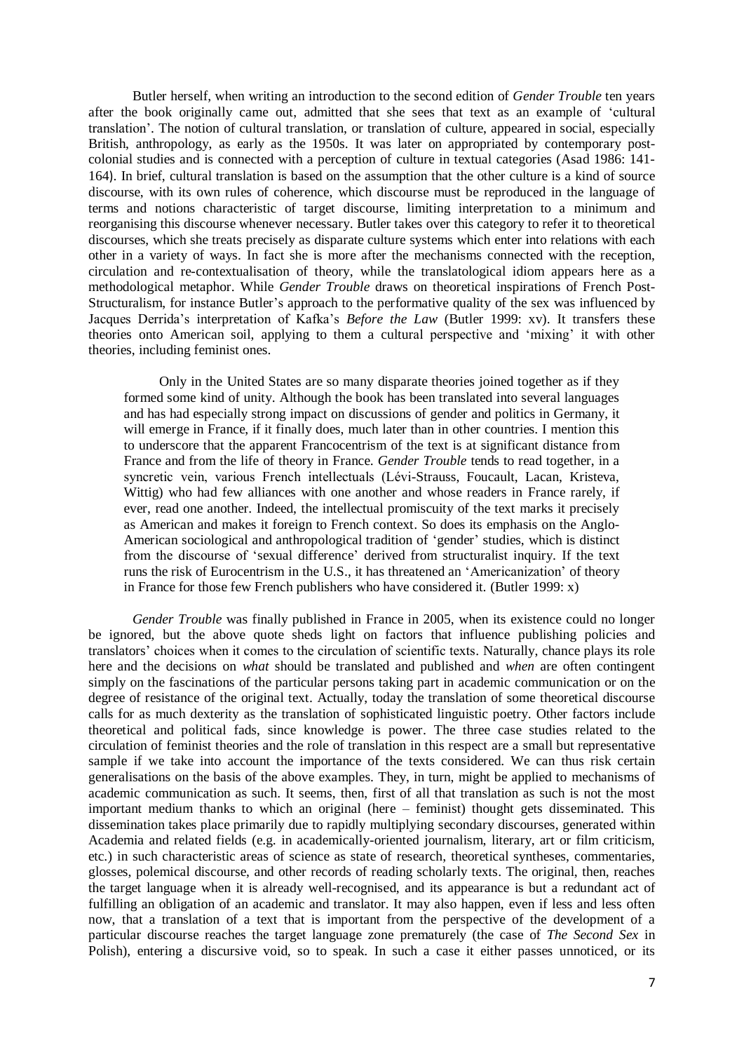Butler herself, when writing an introduction to the second edition of *Gender Trouble* ten years after the book originally came out, admitted that she sees that text as an example of 'cultural translation'. The notion of cultural translation, or translation of culture, appeared in social, especially British, anthropology, as early as the 1950s. It was later on appropriated by contemporary post-colonial studies and is connected with a perception of culture in textual categories (Asad 1986: 141-164). In brief, cultural translation is based on the assumption that the other culture is a kind of source discourse, with its own rules of coherence, which discourse must be reproduced in the language of terms and notions characteristic of target discourse, limiting interpretation to a minimum and reorganising this discourse whenever necessary. Butler takes over this category to refer it to theoretical discourses, which she treats precisely as disparate culture systems which enter into relations with each other in a variety of ways. In fact she is more after the mechanisms connected with the reception, circulation and re-contextualisation of theory, while the translatological idiom appears here as a methodological metaphor. While *Gender Trouble* draws on theoretical inspirations of French Post-Structuralism, for instance Butler's approach to the performative quality of the sex was influenced by Jacques Derrida's interpretation of Kafka's *Before the Law* (Butler 1999: xv). It transfers these theories onto American soil, applying to them a cultural perspective and 'mixing' it with other theories, including feminist ones.

> Only in the United States are so many disparate theories joined together as if they formed some kind of unity. Although the book has been translated into several languages and has had especially strong impact on discussions of gender and politics in Germany, it will emerge in France, if it finally does, much later than in other countries. I mention this to underscore that the apparent Francocentrism of the text is at significant distance from France and from the life of theory in France. *Gender Trouble* tends to read together, in a syncretic vein, various French intellectuals (Lévi-Strauss, Foucault, Lacan, Kristeva, Wittig) who had few alliances with one another and whose readers in France rarely, if ever, read one another. Indeed, the intellectual promiscuity of the text marks it precisely as American and makes it foreign to French context. So does its emphasis on the Anglo-American sociological and anthropological tradition of 'gender' studies, which is distinct from the discourse of 'sexual difference' derived from structuralist inquiry. If the text runs the risk of Eurocentrism in the U.S., it has threatened an 'Americanization' of theory in France for those few French publishers who have considered it. (Butler 1999: x)

*Gender Trouble* was finally published in France in 2005, when its existence could no longer be ignored, but the above quote sheds light on factors that influence publishing policies and translators' choices when it comes to the circulation of scientific texts. Naturally, chance plays its role here and the decisions on *what* should be translated and published and *when* are often contingent simply on the fascinations of the particular persons taking part in academic communication or on the degree of resistance of the original text. Actually, today the translation of some theoretical discourse calls for as much dexterity as the translation of sophisticated linguistic poetry. Other factors include theoretical and political fads, since knowledge is power. The three case studies related to the circulation of feminist theories and the role of translation in this respect are a small but representative sample if we take into account the importance of the texts considered. We can thus risk certain generalisations on the basis of the above examples. They, in turn, might be applied to mechanisms of academic communication as such. It seems, then, first of all that translation as such is not the most important medium thanks to which an original (here – feminist) thought gets disseminated. This dissemination takes place primarily due to rapidly multiplying secondary discourses, generated within Academia and related fields (e.g. in academically-oriented journalism, literary, art or film criticism, etc.) in such characteristic areas of science as state of research, theoretical syntheses, commentaries, glosses, polemical discourse, and other records of reading scholarly texts. The original, then, reaches the target language when it is already well-recognised, and its appearance is but a redundant act of fulfilling an obligation of an academic and translator. It may also happen, even if less and less often now, that a translation of a text that is important from the perspective of the development of a particular discourse reaches the target language zone prematurely (the case of *The Second Sex* in Polish), entering a discursive void, so to speak. In such a case it either passes unnoticed, or its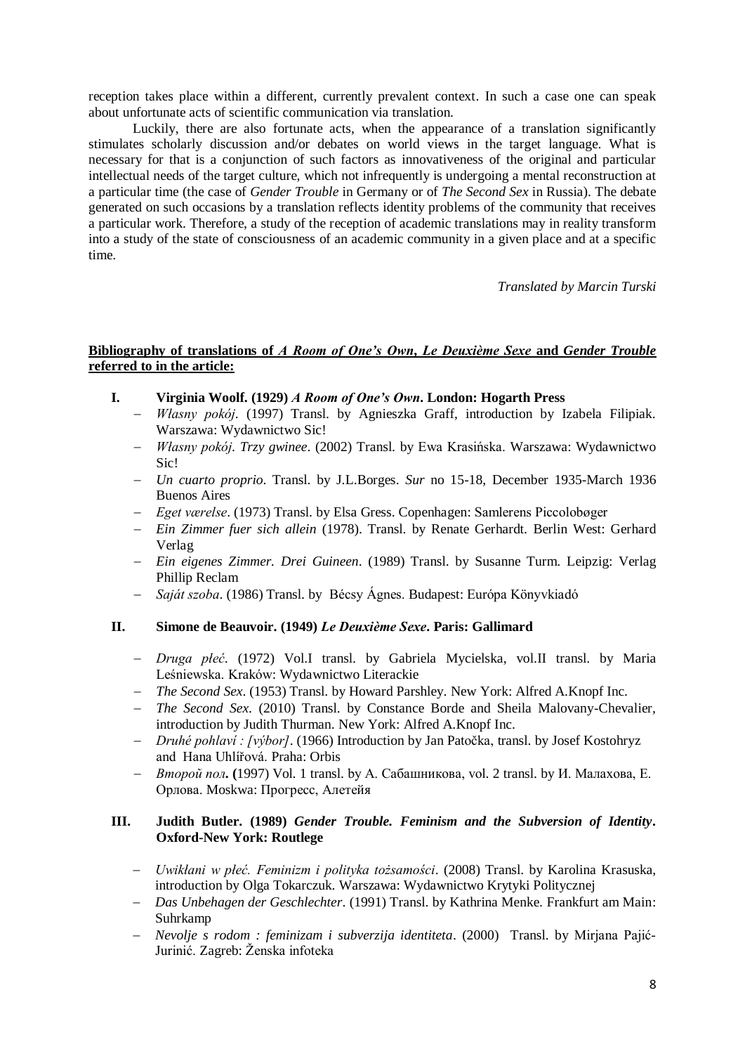reception takes place within a different, currently prevalent context. In such a case one can speak about unfortunate acts of scientific communication via translation.

Luckily, there are also fortunate acts, when the appearance of a translation significantly stimulates scholarly discussion and/or debates on world views in the target language. What is necessary for that is a conjunction of such factors as innovativeness of the original and particular intellectual needs of the target culture, which not infrequently is undergoing a mental reconstruction at a particular time (the case of *Gender Trouble* in Germany or of *The Second Sex* in Russia). The debate generated on such occasions by a translation reflects identity problems of the community that receives a particular work. Therefore, a study of the reception of academic translations may in reality transform into a study of the state of consciousness of an academic community in a given place and at a specific time.

*Translated by Marcin Turski*

**Bibliography of translations of *A Room of One's Own*, *Le Deuxième Sexe* and *Gender Trouble* referred to in the article:**

**I. Virginia Woolf. (1929) *A Room of One's Own*. London: Hogarth Press**

- *Własny pokój*. (1997) Transl. by Agnieszka Graff, introduction by Izabela Filipiak. Warszawa: Wydawnictwo Sic!
- *Własny pokój. Trzy gwinee*. (2002) Transl. by Ewa Krasińska. Warszawa: Wydawnictwo Sic!
- *Un cuarto proprio*. Transl. by J.L.Borges. *Sur* no 15-18, December 1935-March 1936 Buenos Aires
- *Eget værelse*. (1973) Transl. by Elsa Gress. Copenhagen: Samlerens Piccolobøger
- *Ein Zimmer fuer sich allein* (1978). Transl. by Renate Gerhardt. Berlin West: Gerhard Verlag
- *Ein eigenes Zimmer. Drei Guineen*. (1989) Transl. by Susanne Turm. Leipzig: Verlag Phillip Reclam
- *Saját szoba*. (1986) Transl. by Bécsy Ágnes. Budapest: Európa Könyvkiadó

**II. Simone de Beauvoir. (1949) *Le Deuxième Sexe*. Paris: Gallimard**

- *Druga płeć*. (1972) Vol.I transl. by Gabriela Mycielska, vol.II transl. by Maria Leśniewska. Kraków: Wydawnictwo Literackie
- *The Second Sex*. (1953) Transl. by Howard Parshley. New York: Alfred A.Knopf Inc.
- *The Second Sex*. (2010) Transl. by Constance Borde and Sheila Malovany-Chevalier, introduction by Judith Thurman. New York: Alfred A.Knopf Inc.
- *Druhé pohlaví : [výbor]*. (1966) Introduction by Jan Patočka, transl. by Josef Kostohryz and Hana Uhlířová. Praha: Orbis
- *Второй пол.* (1997) Vol. 1 transl. by А. Сабашникова, vol. 2 transl. by И. Малахова, Е. Орлова. Moskwa: Прогресс, Алетейя

**III. Judith Butler. (1989) *Gender Trouble. Feminism and the Subversion of Identity*. Oxford-New York: Routlege**

- *Uwikłani w płeć. Feminizm i polityka tożsamości*. (2008) Transl. by Karolina Krasuska, introduction by Olga Tokarczuk. Warszawa: Wydawnictwo Krytyki Politycznej
- *Das Unbehagen der Geschlechter*. (1991) Transl. by Kathrina Menke. Frankfurt am Main: Suhrkamp
- *Nevolje s rodom : feminizam i subverzija identiteta*. (2000) Transl. by Mirjana Pajić-Jurinić. Zagreb: Ženska infoteka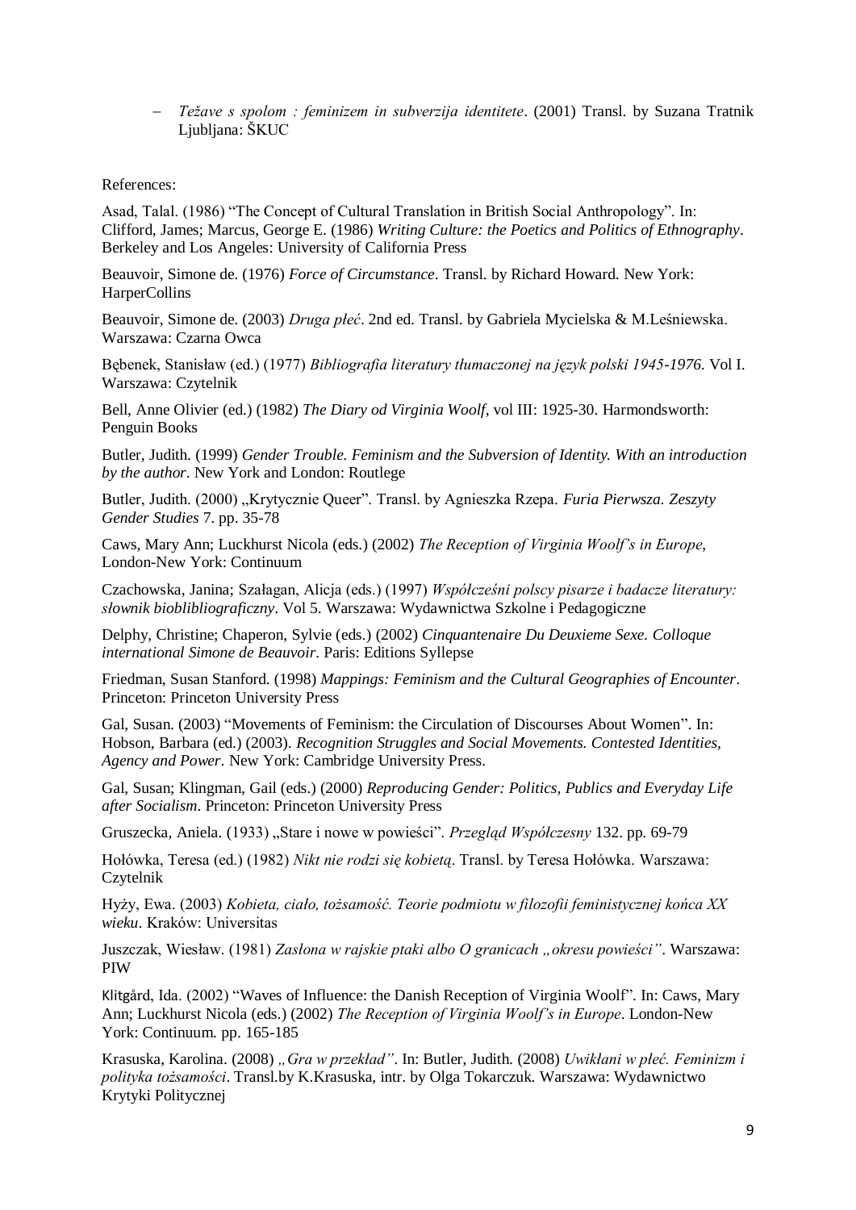– *Težave s spolom : feminizem in subverzija identitete*. (2001) Transl. by Suzana Tratnik Ljubljana: ŠKUC

References:

Asad, Talal. (1986) "The Concept of Cultural Translation in British Social Anthropology". In: Clifford, James; Marcus, George E. (1986) *Writing Culture: the Poetics and Politics of Ethnography*. Berkeley and Los Angeles: University of California Press

Beauvoir, Simone de. (1976) *Force of Circumstance*. Transl. by Richard Howard. New York: HarperCollins

Beauvoir, Simone de. (2003) *Druga płeć*. 2nd ed. Transl. by Gabriela Mycielska & M.Leśniewska. Warszawa: Czarna Owca

Bębenek, Stanisław (ed.) (1977) *Bibliografia literatury tłumaczonej na język polski 1945-1976*. Vol I. Warszawa: Czytelnik

Bell, Anne Olivier (ed.) (1982) *The Diary od Virginia Woolf*, vol III: 1925-30. Harmondsworth: Penguin Books

Butler, Judith. (1999) *Gender Trouble. Feminism and the Subversion of Identity. With an introduction by the author*. New York and London: Routlege

Butler, Judith. (2000) „Krytycznie Queer". Transl. by Agnieszka Rzepa. *Furia Pierwsza. Zeszyty Gender Studies* 7. pp. 35-78

Caws, Mary Ann; Luckhurst Nicola (eds.) (2002) *The Reception of Virginia Woolf's in Europe*, London-New York: Continuum

Czachowska, Janina; Szałagan, Alicja (eds.) (1997) *Współcześni polscy pisarze i badacze literatury: słownik bioblibliograficzny*. Vol 5. Warszawa: Wydawnictwa Szkolne i Pedagogiczne

Delphy, Christine; Chaperon, Sylvie (eds.) (2002) *Cinquantenaire Du Deuxieme Sexe. Colloque international Simone de Beauvoir*. Paris: Editions Syllepse

Friedman, Susan Stanford. (1998) *Mappings: Feminism and the Cultural Geographies of Encounter*. Princeton: Princeton University Press

Gal, Susan. (2003) "Movements of Feminism: the Circulation of Discourses About Women". In: Hobson, Barbara (ed.) (2003). *Recognition Struggles and Social Movements. Contested Identities, Agency and Power*. New York: Cambridge University Press.

Gal, Susan; Klingman, Gail (eds.) (2000) *Reproducing Gender: Politics, Publics and Everyday Life after Socialism*. Princeton: Princeton University Press

Gruszecka, Aniela. (1933) „Stare i nowe w powieści". *Przegląd Współczesny* 132. pp. 69-79

Hołówka, Teresa (ed.) (1982) *Nikt nie rodzi się kobietą*. Transl. by Teresa Hołówka. Warszawa: Czytelnik

Hyży, Ewa. (2003) *Kobieta, ciało, tożsamość. Teorie podmiotu w filozofii feministycznej końca XX wieku*. Kraków: Universitas

Juszczak, Wiesław. (1981) *Zasłona w rajskie ptaki albo O granicach „okresu powieści"*. Warszawa: PIW

Klitgård, Ida. (2002) "Waves of Influence: the Danish Reception of Virginia Woolf". In: Caws, Mary Ann; Luckhurst Nicola (eds.) (2002) *The Reception of Virginia Woolf's in Europe*. London-New York: Continuum. pp. 165-185

Krasuska, Karolina. (2008) *„Gra w przekład"*. In: Butler, Judith. (2008) *Uwikłani w płeć. Feminizm i polityka tożsamości*. Transl.by K.Krasuska, intr. by Olga Tokarczuk. Warszawa: Wydawnictwo Krytyki Politycznej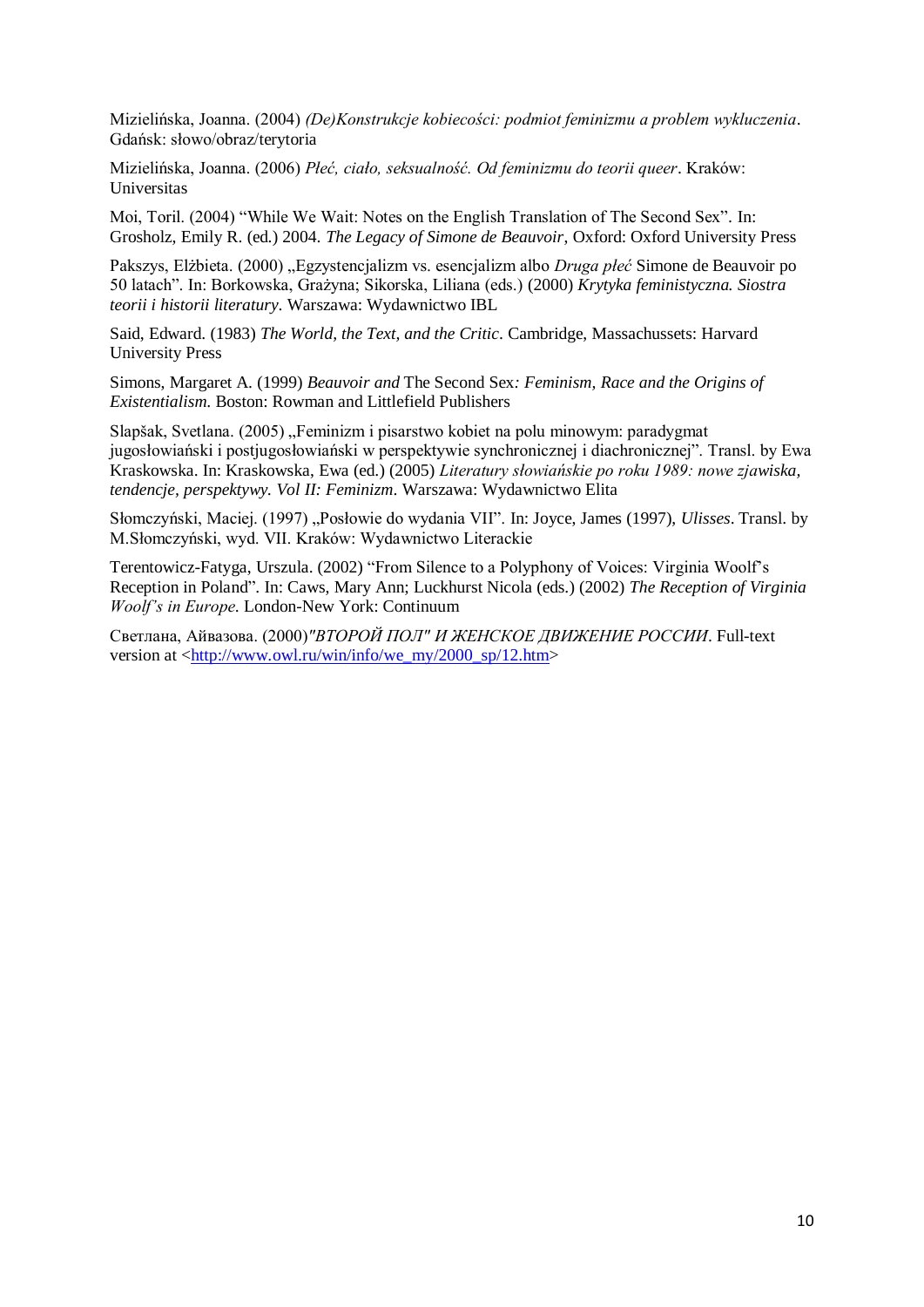Mizielińska, Joanna. (2004) *(De)Konstrukcje kobiecości: podmiot feminizmu a problem wykluczenia*. Gdańsk: słowo/obraz/terytoria

Mizielińska, Joanna. (2006) *Płeć, ciało, seksualność. Od feminizmu do teorii queer*. Kraków: Universitas

Moi, Toril. (2004) "While We Wait: Notes on the English Translation of The Second Sex". In: Grosholz, Emily R. (ed.) 2004. *The Legacy of Simone de Beauvoir*, Oxford: Oxford University Press

Pakszys, Elżbieta. (2000) „Egzystencjalizm vs. esencjalizm albo *Druga płeć* Simone de Beauvoir po 50 latach". In: Borkowska, Grażyna; Sikorska, Liliana (eds.) (2000) *Krytyka feministyczna. Siostra teorii i historii literatury*. Warszawa: Wydawnictwo IBL

Said, Edward. (1983) *The World, the Text, and the Critic*. Cambridge, Massachussets: Harvard University Press

Simons, Margaret A. (1999) *Beauvoir and* The Second Sex*: Feminism, Race and the Origins of Existentialism.* Boston: Rowman and Littlefield Publishers

Slapšak, Svetlana. (2005) „Feminizm i pisarstwo kobiet na polu minowym: paradygmat jugosłowiański i postjugosłowiański w perspektywie synchronicznej i diachronicznej". Transl. by Ewa Kraskowska. In: Kraskowska, Ewa (ed.) (2005) *Literatury słowiańskie po roku 1989: nowe zjawiska, tendencje, perspektywy. Vol II: Feminizm*. Warszawa: Wydawnictwo Elita

Słomczyński, Maciej. (1997) „Posłowie do wydania VII". In: Joyce, James (1997), *Ulisses*. Transl. by M.Słomczyński, wyd. VII. Kraków: Wydawnictwo Literackie

Terentowicz-Fatyga, Urszula. (2002) "From Silence to a Polyphony of Voices: Virginia Woolf's Reception in Poland". In: Caws, Mary Ann; Luckhurst Nicola (eds.) (2002) *The Reception of Virginia Woolf's in Europe*. London-New York: Continuum

Светлана, Айвазова. (2000)*"ВТОРОЙ ПОЛ" И ЖЕНСКОЕ ДВИЖЕНИЕ РОССИИ*. Full-text version at <http://www.owl.ru/win/info/we_my/2000_sp/12.htm>